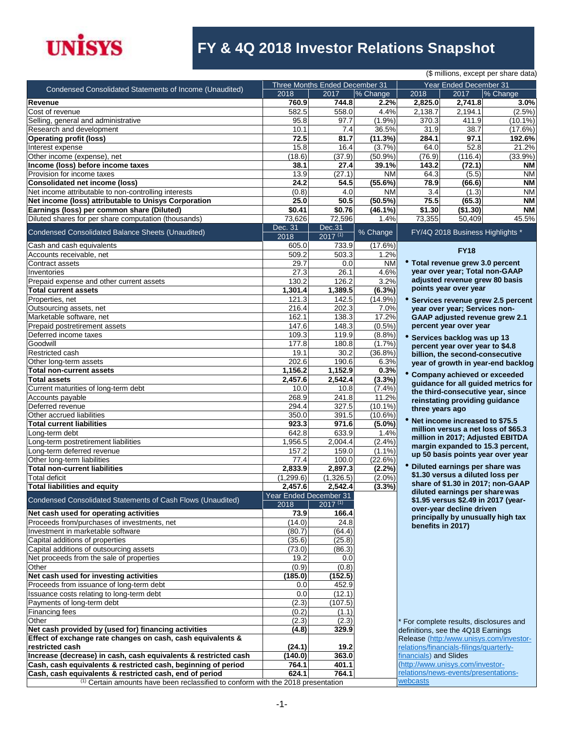UNISYS

# FY & 4Q 2018 Investor Relations Snapshot

($ millions, except per share data)

| Condensed Consolidated Statements of Income (Unaudited) | Three Months Ended December 31 | | | Year Ended December 31 | | |
|---|---|---|---|---|---|---|
| | 2018 | 2017 | % Change | 2018 | 2017 | % Change |
| **Revenue** | **760.9** | **744.8** | **2.2%** | **2,825.0** | **2,741.8** | **3.0%** |
| Cost of revenue | 582.5 | 558.0 | 4.4% | 2,138.7 | 2,194.1 | (2.5%) |
| Selling, general and administrative | 95.8 | 97.7 | (1.9%) | 370.3 | 411.9 | (10.1%) |
| Research and development | 10.1 | 7.4 | 36.5% | 31.9 | 38.7 | (17.6%) |
| **Operating profit (loss)** | **72.5** | **81.7** | **(11.3%)** | **284.1** | **97.1** | **192.6%** |
| Interest expense | 15.8 | 16.4 | (3.7%) | 64.0 | 52.8 | 21.2% |
| Other income (expense), net | (18.6) | (37.9) | (50.9%) | (76.9) | (116.4) | (33.9%) |
| **Income (loss) before income taxes** | **38.1** | **27.4** | **39.1%** | **143.2** | **(72.1)** | **NM** |
| Provision for income taxes | 13.9 | (27.1) | NM | 64.3 | (5.5) | NM |
| **Consolidated net income (loss)** | **24.2** | **54.5** | **(55.6%)** | **78.9** | **(66.6)** | **NM** |
| Net income attributable to non-controlling interests | (0.8) | 4.0 | NM | 3.4 | (1.3) | NM |
| **Net income (loss) attributable to Unisys Corporation** | **25.0** | **50.5** | **(50.5%)** | **75.5** | **(65.3)** | **NM** |
| **Earnings (loss) per common share (Diluted)** | **$0.41** | **$0.76** | **(46.1%)** | **$1.30** | **($1.30)** | **NM** |
| Diluted shares for per share computation (thousands) | 73,626 | 72,596 | 1.4% | 73,355 | 50,409 | 45.5% |

| Condensed Consolidated Balance Sheets (Unaudited) | Dec. 31 2018 | Dec.31 2017 [(1)] | % Change |
|---|---|---|---|
| Cash and cash equivalents | 605.0 | 733.9 | (17.6%) |
| Accounts receivable, net | 509.2 | 503.3 | 1.2% |
| Contract assets | 29.7 | 0.0 | NM |
| Inventories | 27.3 | 26.1 | 4.6% |
| Prepaid expense and other current assets | 130.2 | 126.2 | 3.2% |
| **Total current assets** | **1,301.4** | **1,389.5** | **(6.3%)** |
| Properties, net | 121.3 | 142.5 | (14.9%) |
| Outsourcing assets, net | 216.4 | 202.3 | 7.0% |
| Marketable software, net | 162.1 | 138.3 | 17.2% |
| Prepaid postretirement assets | 147.6 | 148.3 | (0.5%) |
| Deferred income taxes | 109.3 | 119.9 | (8.8%) |
| Goodwill | 177.8 | 180.8 | (1.7%) |
| Restricted cash | 19.1 | 30.2 | (36.8%) |
| Other long-term assets | 202.6 | 190.6 | 6.3% |
| **Total non-current assets** | **1,156.2** | **1,152.9** | **0.3%** |
| **Total assets** | **2,457.6** | **2,542.4** | **(3.3%)** |
| Current maturities of long-term debt | 10.0 | 10.8 | (7.4%) |
| Accounts payable | 268.9 | 241.8 | 11.2% |
| Deferred revenue | 294.4 | 327.5 | (10.1%) |
| Other accrued liabilities | 350.0 | 391.5 | (10.6%) |
| **Total current liabilities** | **923.3** | **971.6** | **(5.0%)** |
| Long-term debt | 642.8 | 633.9 | 1.4% |
| Long-term postretirement liabilities | 1,956.5 | 2,004.4 | (2.4%) |
| Long-term deferred revenue | 157.2 | 159.0 | (1.1%) |
| Other long-term liabilities | 77.4 | 100.0 | (22.6%) |
| **Total non-current liabilities** | **2,833.9** | **2,897.3** | **(2.2%)** |
| Total deficit | (1,299.6) | (1,326.5) | (2.0%) |
| **Total liabilities and equity** | **2,457.6** | **2,542.4** | **(3.3%)** |

| Condensed Consolidated Statements of Cash Flows (Unaudited) | Year Ended December 31 | |
|---|---|---|
| | 2018 | 2017 [(1)] |
| **Net cash used for operating activities** | **73.9** | **166.4** |
| Proceeds from/purchases of investments, net | (14.0) | 24.8 |
| Investment in marketable software | (80.7) | (64.4) |
| Capital additions of properties | (35.6) | (25.8) |
| Capital additions of outsourcing assets | (73.0) | (86.3) |
| Net proceeds from the sale of properties | 19.2 | 0.0 |
| Other | (0.9) | (0.8) |
| **Net cash used for investing activities** | **(185.0)** | **(152.5)** |
| Proceeds from issuance of long-term debt | 0.0 | 452.9 |
| Issuance costs relating to long-term debt | 0.0 | (12.1) |
| Payments of long-term debt | (2.3) | (107.5) |
| Financing fees | (0.2) | (1.1) |
| Other | (2.3) | (2.3) |
| **Net cash provided by (used for) financing activities** | **(4.8)** | **329.9** |
| **Effect of exchange rate changes on cash, cash equivalents & restricted cash** | **(24.1)** | **19.2** |
| **Increase (decrease) in cash, cash equivalents & restricted cash** | **(140.0)** | **363.0** |
| **Cash, cash equivalents & restricted cash, beginning of period** | **764.1** | **401.1** |
| **Cash, cash equivalents & restricted cash, end of period** | **624.1** | **764.1** |

(1) Certain amounts have been reclassified to conform with the 2018 presentation

## FY/4Q 2018 Business Highlights *

### FY18

- **Total revenue grew 3.0 percent year over year; Total non-GAAP adjusted revenue grew 80 basis points year over year**
- **Services revenue grew 2.5 percent year over year; Services non-GAAP adjusted revenue grew 2.1 percent year over year**
- **Services backlog was up 13 percent year over year to $4.8 billion, the second-consecutive year of growth in year-end backlog**
- **Company achieved or exceeded guidance for all guided metrics for the third-consecutive year, since reinstating providing guidance three years ago**
- **Net income increased to $75.5 million versus a net loss of $65.3 million in 2017; Adjusted EBITDA margin expanded to 15.3 percent, up 50 basis points year over year**
- **Diluted earnings per share was $1.30 versus a diluted loss per share of $1.30 in 2017; non-GAAP diluted earnings per share was $1.95 versus $2.49 in 2017 (year-over-year decline driven principally by unusually high tax benefits in 2017)**

* For complete results, disclosures and definitions, see the 4Q18 Earnings Release (http:/www.unisys.com/investor-relations/financials-filings/quarterly-financials) and Slides (http://www.unisys.com/investor-relations/news-events/presentations-webcasts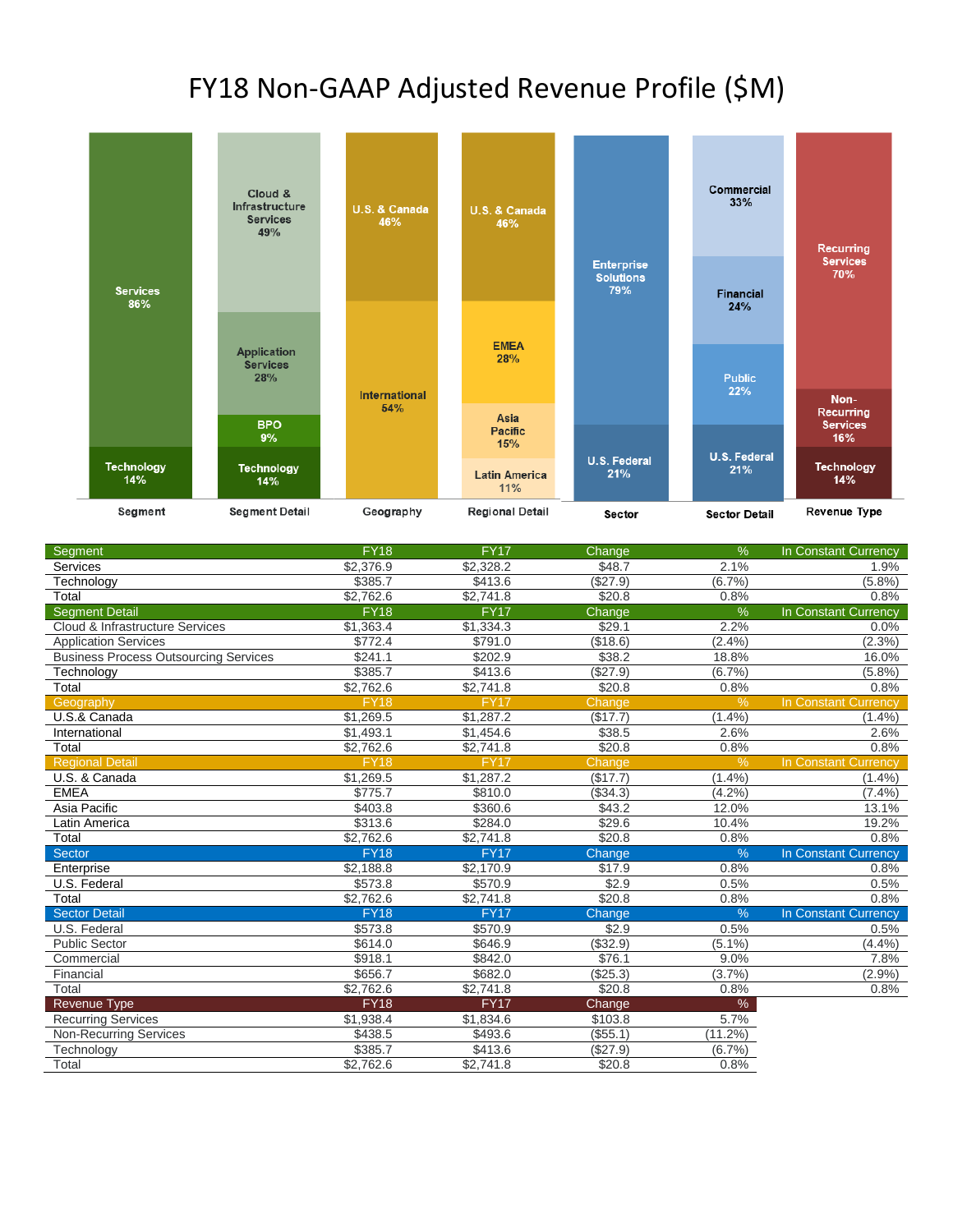# FY18 Non-GAAP Adjusted Revenue Profile ($M)

Segment: Services 86%, Technology 14%

Segment Detail: Cloud & Infrastructure Services 49%, Application Services 28%, BPO 9%, Technology 14%

Geography: U.S. & Canada 46%, International 54%

Regional Detail: U.S. & Canada 46%, EMEA 28%, Asia Pacific 15%, Latin America 11%

Sector: Enterprise Solutions 79%, U.S. Federal 21%

Sector Detail: Commercial 33%, Financial 24%, Public 22%, U.S. Federal 21%

Revenue Type: Recurring Services 70%, Non-Recurring Services 16%, Technology 14%

| Segment | FY18 | FY17 | Change | % | In Constant Currency |
|---|---|---|---|---|---|
| Services | $2,376.9 | $2,328.2 | $48.7 | 2.1% | 1.9% |
| Technology | $385.7 | $413.6 | ($27.9) | (6.7%) | (5.8%) |
| Total | $2,762.6 | $2,741.8 | $20.8 | 0.8% | 0.8% |
| **Segment Detail** | **FY18** | **FY17** | **Change** | **%** | **In Constant Currency** |
| Cloud & Infrastructure Services | $1,363.4 | $1,334.3 | $29.1 | 2.2% | 0.0% |
| Application Services | $772.4 | $791.0 | ($18.6) | (2.4%) | (2.3%) |
| Business Process Outsourcing Services | $241.1 | $202.9 | $38.2 | 18.8% | 16.0% |
| Technology | $385.7 | $413.6 | ($27.9) | (6.7%) | (5.8%) |
| Total | $2,762.6 | $2,741.8 | $20.8 | 0.8% | 0.8% |
| **Geography** | **FY18** | **FY17** | **Change** | **%** | **In Constant Currency** |
| U.S.& Canada | $1,269.5 | $1,287.2 | ($17.7) | (1.4%) | (1.4%) |
| International | $1,493.1 | $1,454.6 | $38.5 | 2.6% | 2.6% |
| Total | $2,762.6 | $2,741.8 | $20.8 | 0.8% | 0.8% |
| **Regional Detail** | **FY18** | **FY17** | **Change** | **%** | **In Constant Currency** |
| U.S. & Canada | $1,269.5 | $1,287.2 | ($17.7) | (1.4%) | (1.4%) |
| EMEA | $775.7 | $810.0 | ($34.3) | (4.2%) | (7.4%) |
| Asia Pacific | $403.8 | $360.6 | $43.2 | 12.0% | 13.1% |
| Latin America | $313.6 | $284.0 | $29.6 | 10.4% | 19.2% |
| Total | $2,762.6 | $2,741.8 | $20.8 | 0.8% | 0.8% |
| **Sector** | **FY18** | **FY17** | **Change** | **%** | **In Constant Currency** |
| Enterprise | $2,188.8 | $2,170.9 | $17.9 | 0.8% | 0.8% |
| U.S. Federal | $573.8 | $570.9 | $2.9 | 0.5% | 0.5% |
| Total | $2,762.6 | $2,741.8 | $20.8 | 0.8% | 0.8% |
| **Sector Detail** | **FY18** | **FY17** | **Change** | **%** | **In Constant Currency** |
| U.S. Federal | $573.8 | $570.9 | $2.9 | 0.5% | 0.5% |
| Public Sector | $614.0 | $646.9 | ($32.9) | (5.1%) | (4.4%) |
| Commercial | $918.1 | $842.0 | $76.1 | 9.0% | 7.8% |
| Financial | $656.7 | $682.0 | ($25.3) | (3.7%) | (2.9%) |
| Total | $2,762.6 | $2,741.8 | $20.8 | 0.8% | 0.8% |
| **Revenue Type** | **FY18** | **FY17** | **Change** | **%** | |
| Recurring Services | $1,938.4 | $1,834.6 | $103.8 | 5.7% | |
| Non-Recurring Services | $438.5 | $493.6 | ($55.1) | (11.2%) | |
| Technology | $385.7 | $413.6 | ($27.9) | (6.7%) | |
| Total | $2,762.6 | $2,741.8 | $20.8 | 0.8% | |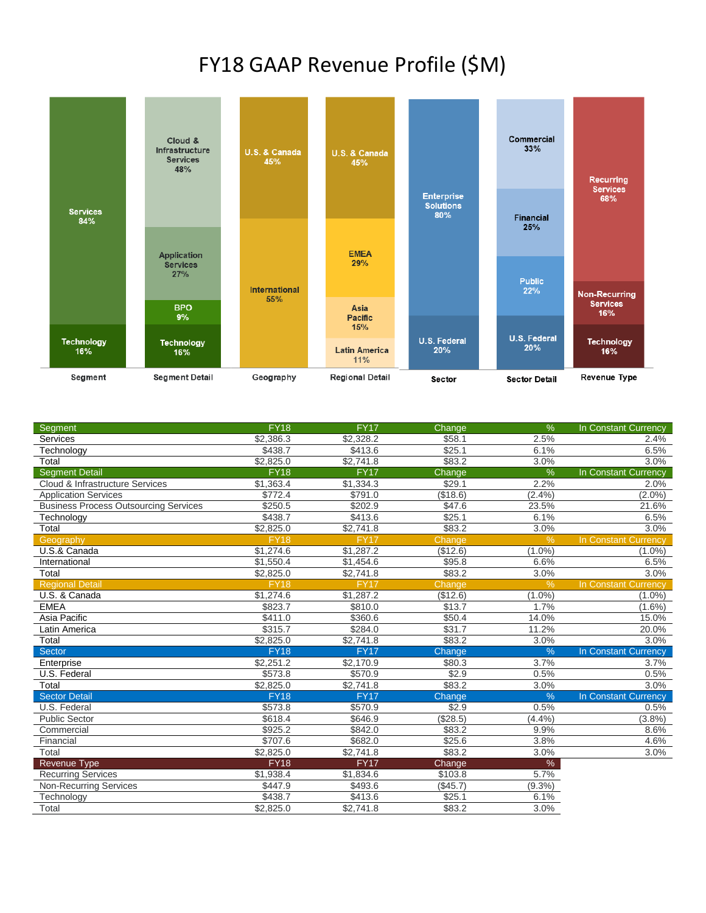# FY18 GAAP Revenue Profile ($M)

| Segment | Segment Detail | Geography | Regional Detail | Sector | Sector Detail | Revenue Type |
|---|---|---|---|---|---|---|
| Services 84% | Cloud & Infrastructure Services 48% | U.S. & Canada 45% | U.S. & Canada 45% | Enterprise Solutions 80% | Commercial 33% | Recurring Services 68% |
| Technology 16% | Application Services 27% | International 55% | EMEA 29% | U.S. Federal 20% | Financial 25% | Non-Recurring Services 16% |
| | BPO 9% | | Asia Pacific 15% | | Public 22% | Technology 16% |
| | Technology 16% | | Latin America 11% | | U.S. Federal 20% | |

| Segment | FY18 | FY17 | Change | % | In Constant Currency |
|---|---|---|---|---|---|
| Services | $2,386.3 | $2,328.2 | $58.1 | 2.5% | 2.4% |
| Technology | $438.7 | $413.6 | $25.1 | 6.1% | 6.5% |
| Total | $2,825.0 | $2,741.8 | $83.2 | 3.0% | 3.0% |
| **Segment Detail** | **FY18** | **FY17** | **Change** | **%** | **In Constant Currency** |
| Cloud & Infrastructure Services | $1,363.4 | $1,334.3 | $29.1 | 2.2% | 2.0% |
| Application Services | $772.4 | $791.0 | ($18.6) | (2.4%) | (2.0%) |
| Business Process Outsourcing Services | $250.5 | $202.9 | $47.6 | 23.5% | 21.6% |
| Technology | $438.7 | $413.6 | $25.1 | 6.1% | 6.5% |
| Total | $2,825.0 | $2,741.8 | $83.2 | 3.0% | 3.0% |
| **Geography** | **FY18** | **FY17** | **Change** | **%** | **In Constant Currency** |
| U.S.& Canada | $1,274.6 | $1,287.2 | ($12.6) | (1.0%) | (1.0%) |
| International | $1,550.4 | $1,454.6 | $95.8 | 6.6% | 6.5% |
| Total | $2,825.0 | $2,741.8 | $83.2 | 3.0% | 3.0% |
| **Regional Detail** | **FY18** | **FY17** | **Change** | **%** | **In Constant Currency** |
| U.S. & Canada | $1,274.6 | $1,287.2 | ($12.6) | (1.0%) | (1.0%) |
| EMEA | $823.7 | $810.0 | $13.7 | 1.7% | (1.6%) |
| Asia Pacific | $411.0 | $360.6 | $50.4 | 14.0% | 15.0% |
| Latin America | $315.7 | $284.0 | $31.7 | 11.2% | 20.0% |
| Total | $2,825.0 | $2,741.8 | $83.2 | 3.0% | 3.0% |
| **Sector** | **FY18** | **FY17** | **Change** | **%** | **In Constant Currency** |
| Enterprise | $2,251.2 | $2,170.9 | $80.3 | 3.7% | 3.7% |
| U.S. Federal | $573.8 | $570.9 | $2.9 | 0.5% | 0.5% |
| Total | $2,825.0 | $2,741.8 | $83.2 | 3.0% | 3.0% |
| **Sector Detail** | **FY18** | **FY17** | **Change** | **%** | **In Constant Currency** |
| U.S. Federal | $573.8 | $570.9 | $2.9 | 0.5% | 0.5% |
| Public Sector | $618.4 | $646.9 | ($28.5) | (4.4%) | (3.8%) |
| Commercial | $925.2 | $842.0 | $83.2 | 9.9% | 8.6% |
| Financial | $707.6 | $682.0 | $25.6 | 3.8% | 4.6% |
| Total | $2,825.0 | $2,741.8 | $83.2 | 3.0% | 3.0% |
| **Revenue Type** | **FY18** | **FY17** | **Change** | **%** | |
| Recurring Services | $1,938.4 | $1,834.6 | $103.8 | 5.7% | |
| Non-Recurring Services | $447.9 | $493.6 | ($45.7) | (9.3%) | |
| Technology | $438.7 | $413.6 | $25.1 | 6.1% | |
| Total | $2,825.0 | $2,741.8 | $83.2 | 3.0% | |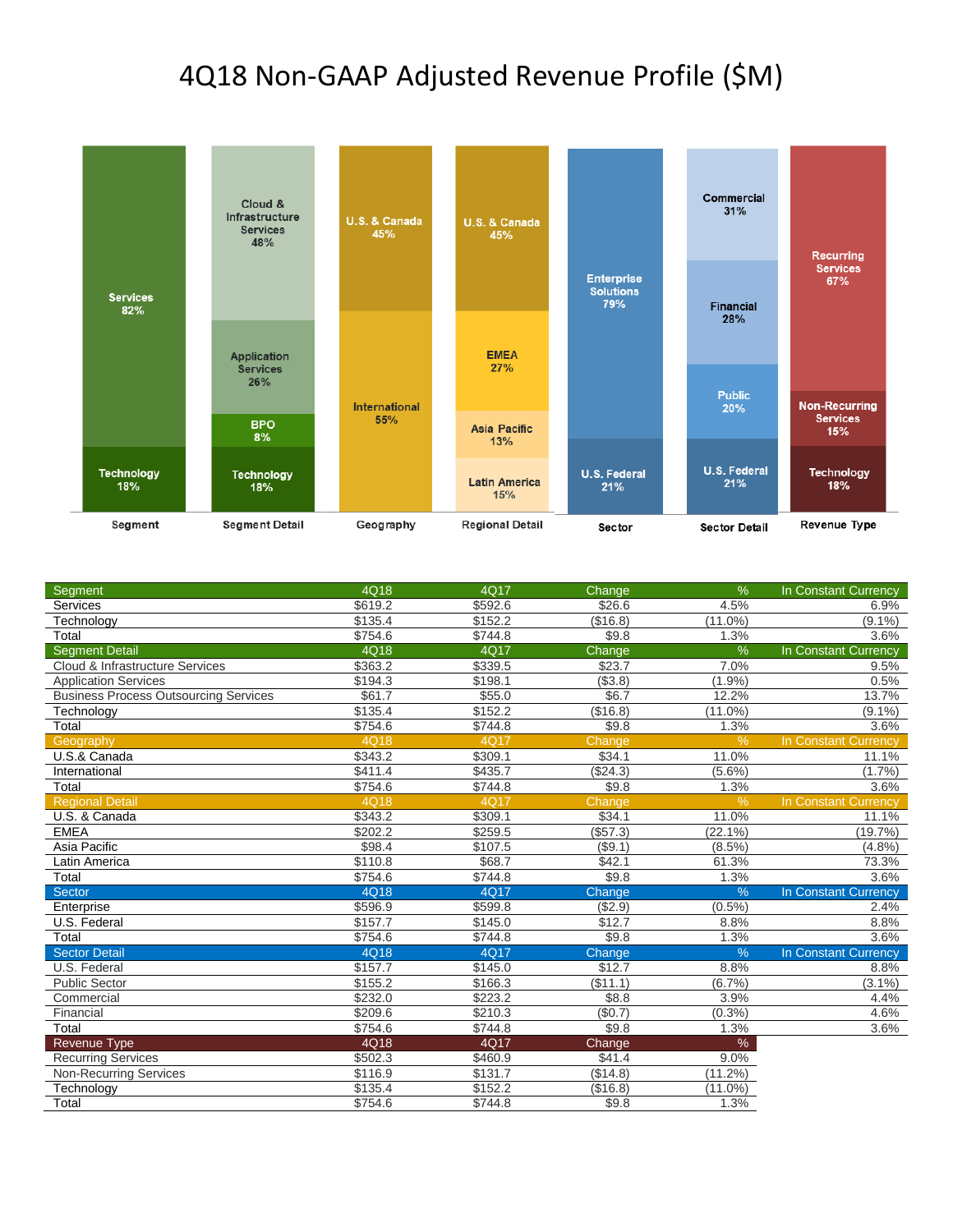# 4Q18 Non-GAAP Adjusted Revenue Profile ($M)

**Segment**
- Services 82%
- Technology 18%

**Segment Detail**
- Cloud & Infrastructure Services 48%
- Application Services 26%
- BPO 8%
- Technology 18%

**Geography**
- U.S. & Canada 45%
- International 55%

**Regional Detail**
- U.S. & Canada 45%
- EMEA 27%
- Asia Pacific 13%
- Latin America 15%

**Sector**
- Enterprise Solutions 79%
- U.S. Federal 21%

**Sector Detail**
- Commercial 31%
- Financial 28%
- Public 20%
- U.S. Federal 21%

**Revenue Type**
- Recurring Services 67%
- Non-Recurring Services 15%
- Technology 18%

| Segment | 4Q18 | 4Q17 | Change | % | In Constant Currency |
|---|---|---|---|---|---|
| Services | $619.2 | $592.6 | $26.6 | 4.5% | 6.9% |
| Technology | $135.4 | $152.2 | ($16.8) | (11.0%) | (9.1%) |
| Total | $754.6 | $744.8 | $9.8 | 1.3% | 3.6% |
| **Segment Detail** | **4Q18** | **4Q17** | **Change** | **%** | **In Constant Currency** |
| Cloud & Infrastructure Services | $363.2 | $339.5 | $23.7 | 7.0% | 9.5% |
| Application Services | $194.3 | $198.1 | ($3.8) | (1.9%) | 0.5% |
| Business Process Outsourcing Services | $61.7 | $55.0 | $6.7 | 12.2% | 13.7% |
| Technology | $135.4 | $152.2 | ($16.8) | (11.0%) | (9.1%) |
| Total | $754.6 | $744.8 | $9.8 | 1.3% | 3.6% |
| **Geography** | **4Q18** | **4Q17** | **Change** | **%** | **In Constant Currency** |
| U.S.& Canada | $343.2 | $309.1 | $34.1 | 11.0% | 11.1% |
| International | $411.4 | $435.7 | ($24.3) | (5.6%) | (1.7%) |
| Total | $754.6 | $744.8 | $9.8 | 1.3% | 3.6% |
| **Regional Detail** | **4Q18** | **4Q17** | **Change** | **%** | **In Constant Currency** |
| U.S. & Canada | $343.2 | $309.1 | $34.1 | 11.0% | 11.1% |
| EMEA | $202.2 | $259.5 | ($57.3) | (22.1%) | (19.7%) |
| Asia Pacific | $98.4 | $107.5 | ($9.1) | (8.5%) | (4.8%) |
| Latin America | $110.8 | $68.7 | $42.1 | 61.3% | 73.3% |
| Total | $754.6 | $744.8 | $9.8 | 1.3% | 3.6% |
| **Sector** | **4Q18** | **4Q17** | **Change** | **%** | **In Constant Currency** |
| Enterprise | $596.9 | $599.8 | ($2.9) | (0.5%) | 2.4% |
| U.S. Federal | $157.7 | $145.0 | $12.7 | 8.8% | 8.8% |
| Total | $754.6 | $744.8 | $9.8 | 1.3% | 3.6% |
| **Sector Detail** | **4Q18** | **4Q17** | **Change** | **%** | **In Constant Currency** |
| U.S. Federal | $157.7 | $145.0 | $12.7 | 8.8% | 8.8% |
| Public Sector | $155.2 | $166.3 | ($11.1) | (6.7%) | (3.1%) |
| Commercial | $232.0 | $223.2 | $8.8 | 3.9% | 4.4% |
| Financial | $209.6 | $210.3 | ($0.7) | (0.3%) | 4.6% |
| Total | $754.6 | $744.8 | $9.8 | 1.3% | 3.6% |
| **Revenue Type** | **4Q18** | **4Q17** | **Change** | **%** | |
| Recurring Services | $502.3 | $460.9 | $41.4 | 9.0% | |
| Non-Recurring Services | $116.9 | $131.7 | ($14.8) | (11.2%) | |
| Technology | $135.4 | $152.2 | ($16.8) | (11.0%) | |
| Total | $754.6 | $744.8 | $9.8 | 1.3% | |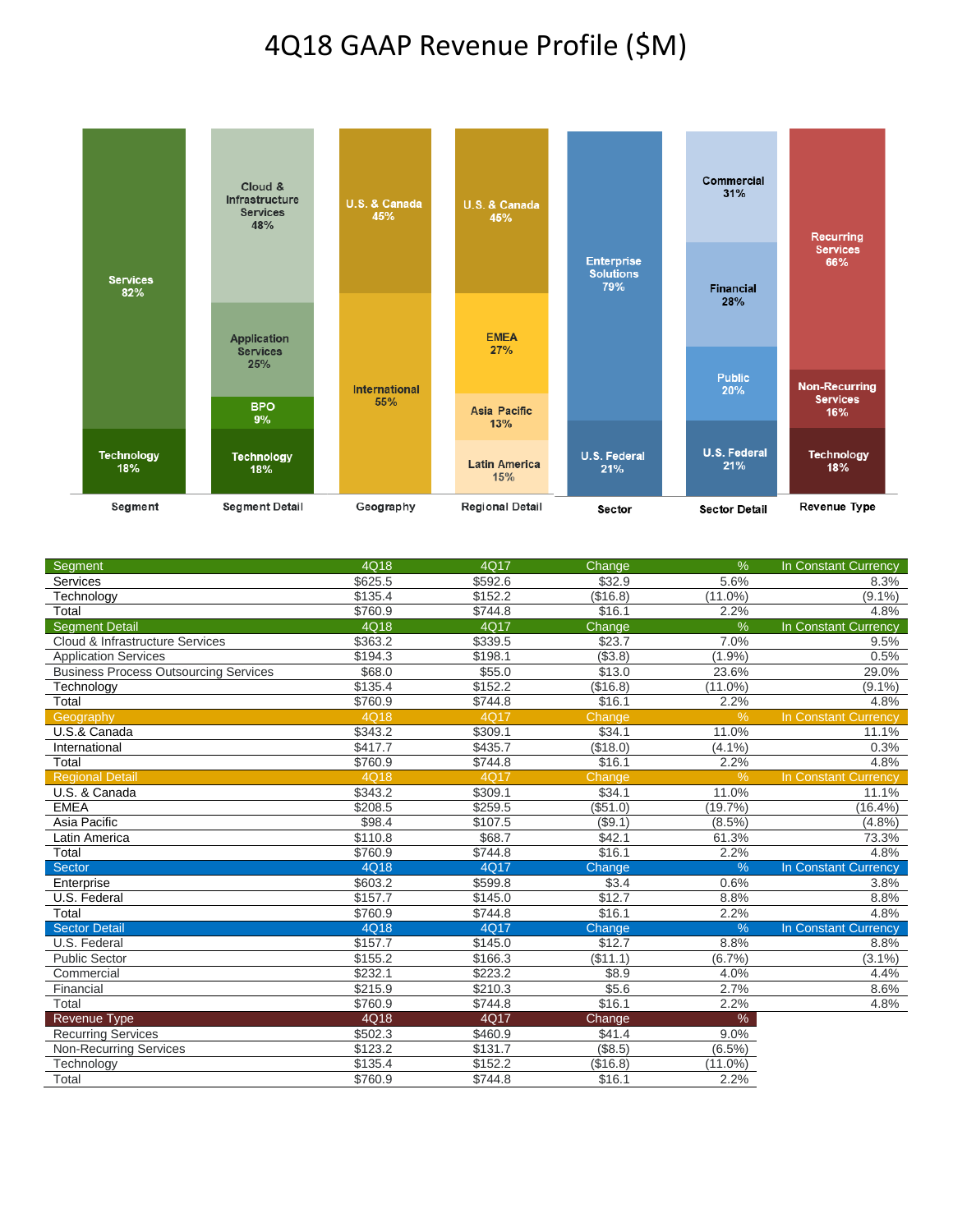# 4Q18 GAAP Revenue Profile ($M)

Services 82%
Technology 18%
Segment

Cloud & Infrastructure Services 48%
Application Services 25%
BPO 9%
Technology 18%
Segment Detail

U.S. & Canada 45%
International 55%
Geography

U.S. & Canada 45%
EMEA 27%
Asia Pacific 13%
Latin America 15%
Regional Detail

Enterprise Solutions 79%
U.S. Federal 21%
Sector

Commercial 31%
Financial 28%
Public 20%
U.S. Federal 21%
Sector Detail

Recurring Services 66%
Non-Recurring Services 16%
Technology 18%
Revenue Type

| Segment | 4Q18 | 4Q17 | Change | % | In Constant Currency |
|---|---|---|---|---|---|
| Services | $625.5 | $592.6 | $32.9 | 5.6% | 8.3% |
| Technology | $135.4 | $152.2 | ($16.8) | (11.0%) | (9.1%) |
| Total | $760.9 | $744.8 | $16.1 | 2.2% | 4.8% |
| **Segment Detail** | **4Q18** | **4Q17** | **Change** | **%** | **In Constant Currency** |
| Cloud & Infrastructure Services | $363.2 | $339.5 | $23.7 | 7.0% | 9.5% |
| Application Services | $194.3 | $198.1 | ($3.8) | (1.9%) | 0.5% |
| Business Process Outsourcing Services | $68.0 | $55.0 | $13.0 | 23.6% | 29.0% |
| Technology | $135.4 | $152.2 | ($16.8) | (11.0%) | (9.1%) |
| Total | $760.9 | $744.8 | $16.1 | 2.2% | 4.8% |
| **Geography** | **4Q18** | **4Q17** | **Change** | **%** | **In Constant Currency** |
| U.S.& Canada | $343.2 | $309.1 | $34.1 | 11.0% | 11.1% |
| International | $417.7 | $435.7 | ($18.0) | (4.1%) | 0.3% |
| Total | $760.9 | $744.8 | $16.1 | 2.2% | 4.8% |
| **Regional Detail** | **4Q18** | **4Q17** | **Change** | **%** | **In Constant Currency** |
| U.S. & Canada | $343.2 | $309.1 | $34.1 | 11.0% | 11.1% |
| EMEA | $208.5 | $259.5 | ($51.0) | (19.7%) | (16.4%) |
| Asia Pacific | $98.4 | $107.5 | ($9.1) | (8.5%) | (4.8%) |
| Latin America | $110.8 | $68.7 | $42.1 | 61.3% | 73.3% |
| Total | $760.9 | $744.8 | $16.1 | 2.2% | 4.8% |
| **Sector** | **4Q18** | **4Q17** | **Change** | **%** | **In Constant Currency** |
| Enterprise | $603.2 | $599.8 | $3.4 | 0.6% | 3.8% |
| U.S. Federal | $157.7 | $145.0 | $12.7 | 8.8% | 8.8% |
| Total | $760.9 | $744.8 | $16.1 | 2.2% | 4.8% |
| **Sector Detail** | **4Q18** | **4Q17** | **Change** | **%** | **In Constant Currency** |
| U.S. Federal | $157.7 | $145.0 | $12.7 | 8.8% | 8.8% |
| Public Sector | $155.2 | $166.3 | ($11.1) | (6.7%) | (3.1%) |
| Commercial | $232.1 | $223.2 | $8.9 | 4.0% | 4.4% |
| Financial | $215.9 | $210.3 | $5.6 | 2.7% | 8.6% |
| Total | $760.9 | $744.8 | $16.1 | 2.2% | 4.8% |
| **Revenue Type** | **4Q18** | **4Q17** | **Change** | **%** | |
| Recurring Services | $502.3 | $460.9 | $41.4 | 9.0% | |
| Non-Recurring Services | $123.2 | $131.7 | ($8.5) | (6.5%) | |
| Technology | $135.4 | $152.2 | ($16.8) | (11.0%) | |
| Total | $760.9 | $744.8 | $16.1 | 2.2% | |